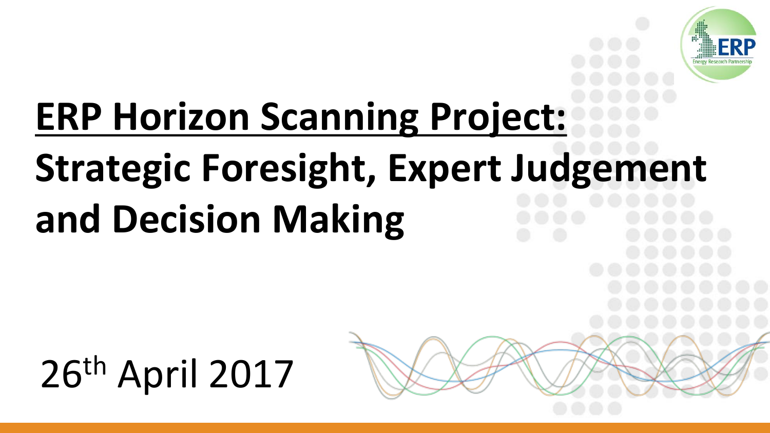# ERP Horizon Scanning Project: Strategic Foresight, Expert Judgement and Decision Making

26th April 2017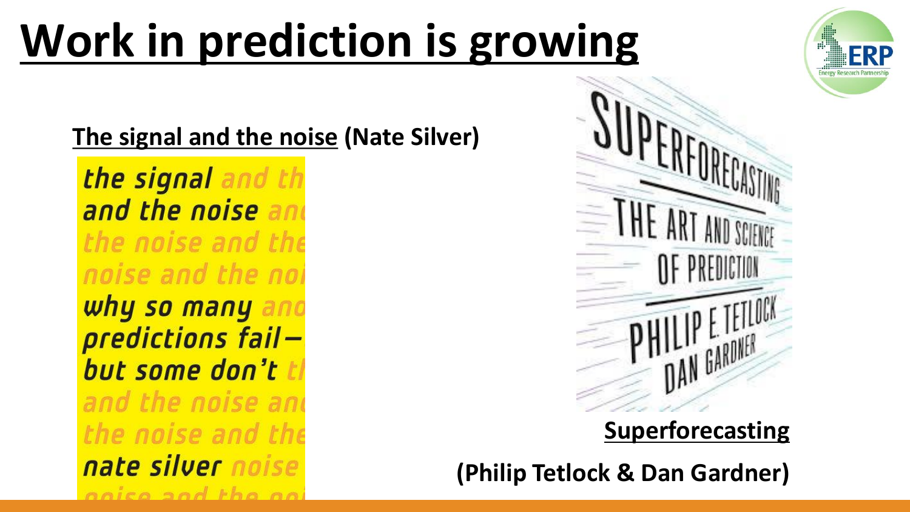# Work in prediction is growing

**The signal and the noise (Nate Silver)**

**Superforecasting**

**(Philip Tetlock & Dan Gardner)**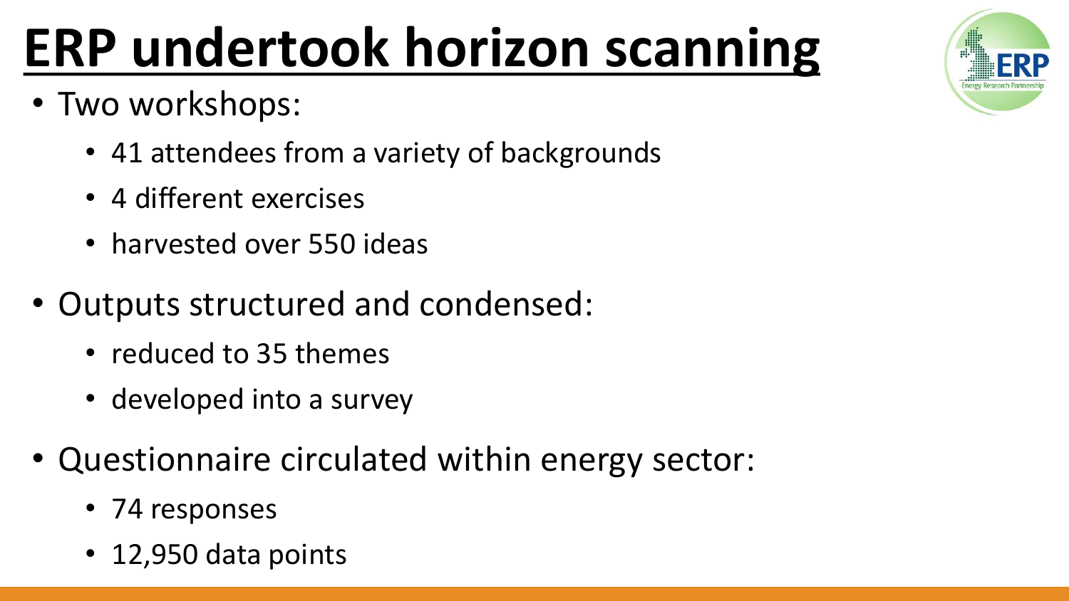# ERP undertook horizon scanning

- Two workshops:
  - 41 attendees from a variety of backgrounds
  - 4 different exercises
  - harvested over 550 ideas
- Outputs structured and condensed:
  - reduced to 35 themes
  - developed into a survey
- Questionnaire circulated within energy sector:
  - 74 responses
  - 12,950 data points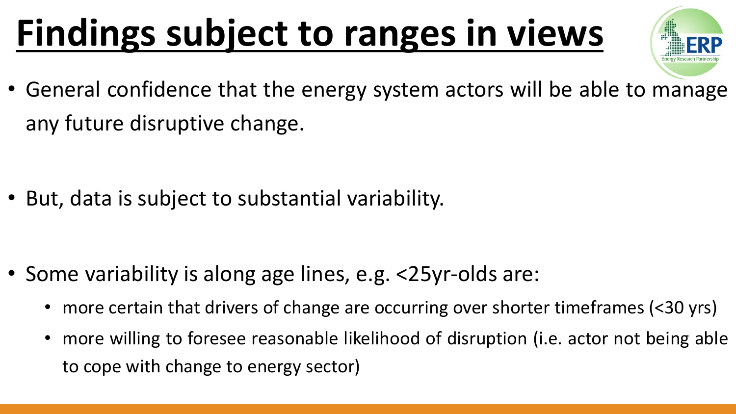# Findings subject to ranges in views

- General confidence that the energy system actors will be able to manage any future disruptive change.

- But, data is subject to substantial variability.

- Some variability is along age lines, e.g. <25yr-olds are:
  - more certain that drivers of change are occurring over shorter timeframes (<30 yrs)
  - more willing to foresee reasonable likelihood of disruption (i.e. actor not being able to cope with change to energy sector)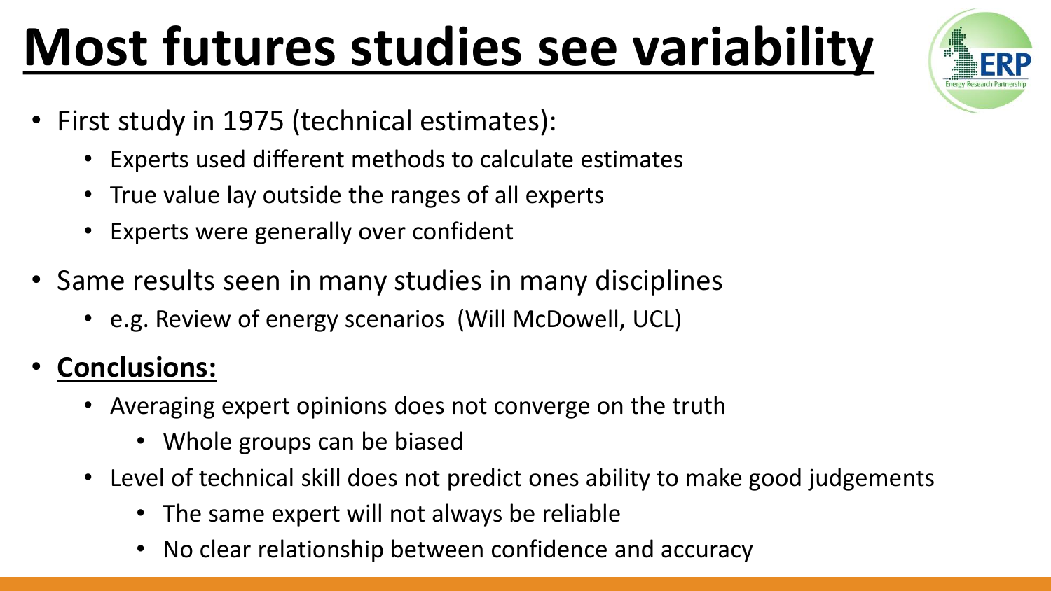# Most futures studies see variability

- First study in 1975 (technical estimates):
  - Experts used different methods to calculate estimates
  - True value lay outside the ranges of all experts
  - Experts were generally over confident
- Same results seen in many studies in many disciplines
  - e.g. Review of energy scenarios (Will McDowell, UCL)
- **Conclusions:**
  - Averaging expert opinions does not converge on the truth
    - Whole groups can be biased
  - Level of technical skill does not predict ones ability to make good judgements
    - The same expert will not always be reliable
    - No clear relationship between confidence and accuracy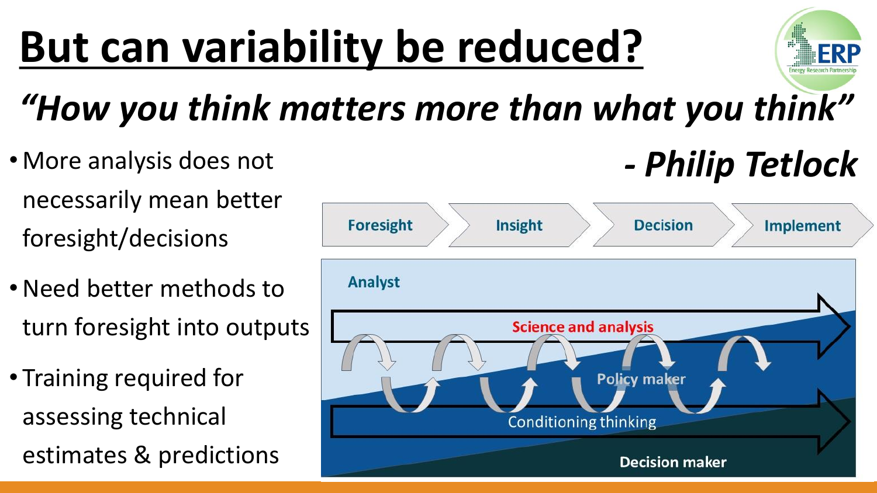# But can variability be reduced?

***"How you think matters more than what you think"***

***- Philip Tetlock***

- More analysis does not necessarily mean better foresight/decisions
- Need better methods to turn foresight into outputs
- Training required for assessing technical estimates & predictions

Foresight → Insight → Decision → Implement

Analyst

Science and analysis

Policy maker

Conditioning thinking

Decision maker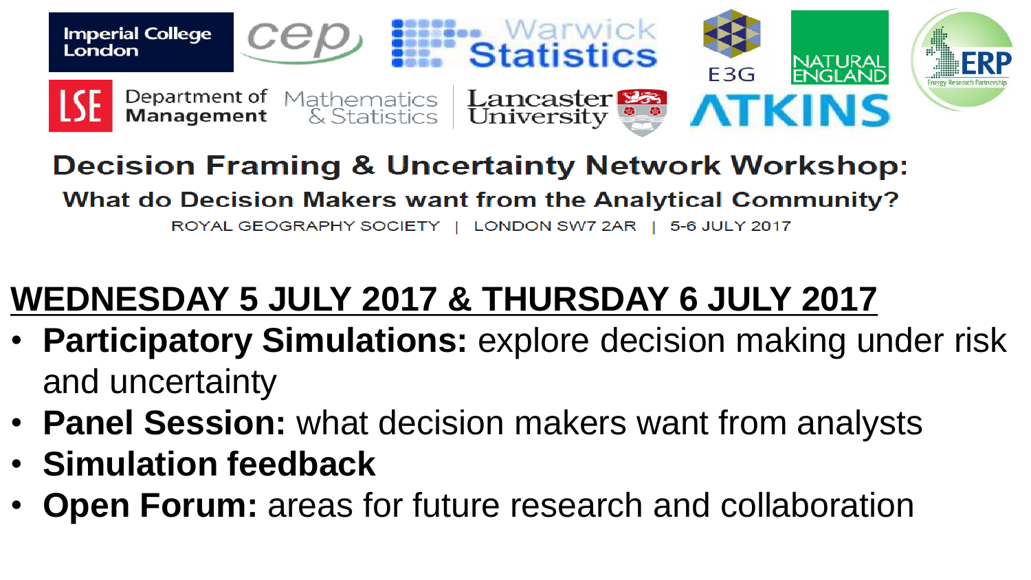Imperial College London | cep | Warwick Statistics | E3G | NATURAL ENGLAND | ERP Energy Research Partnership

LSE Department of Management | Mathematics & Statistics | Lancaster University | ATKINS

## Decision Framing & Uncertainty Network Workshop:

### What do Decision Makers want from the Analytical Community?

ROYAL GEOGRAPHY SOCIETY | LONDON SW7 2AR | 5-6 JULY 2017

## WEDNESDAY 5 JULY 2017 & THURSDAY 6 JULY 2017

- **Participatory Simulations:** explore decision making under risk and uncertainty
- **Panel Session:** what decision makers want from analysts
- **Simulation feedback**
- **Open Forum:** areas for future research and collaboration